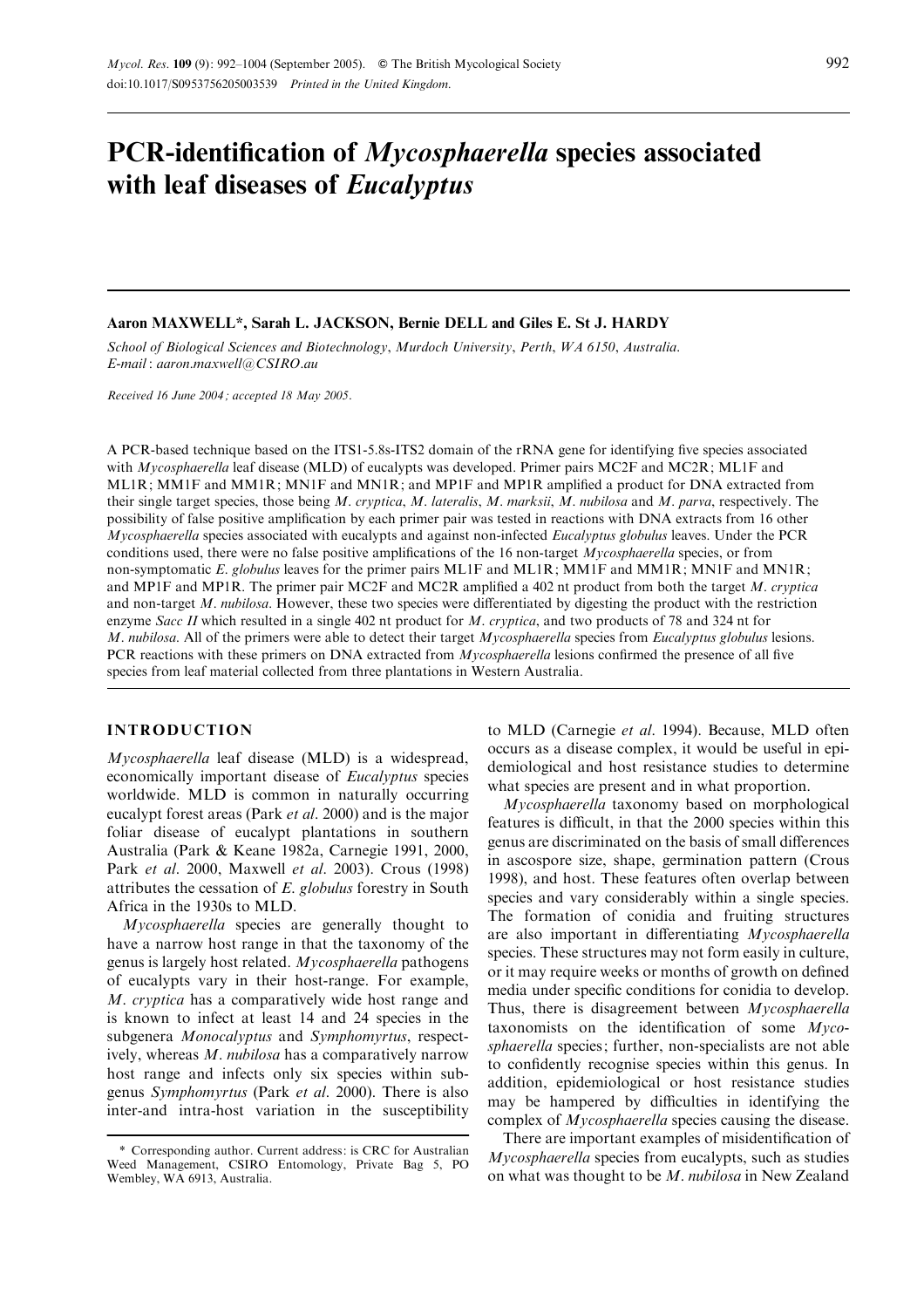# PCR-identification of *Mycosphaerella* species associated with leaf diseases of *Eucalyptus*

**Aaron MAXWELL\*, Sarah L. JACKSON, Bernie DELL and Giles E. St J. HARDY**

*School of Biological Sciences and Biotechnology, Murdoch University, Perth, WA 6150, Australia.*
*E-mail: aaron.maxwell@CSIRO.au*

*Received 16 June 2004; accepted 18 May 2005.*

A PCR-based technique based on the ITS1-5.8s-ITS2 domain of the rRNA gene for identifying five species associated with *Mycosphaerella* leaf disease (MLD) of eucalypts was developed. Primer pairs MC2F and MC2R; ML1F and ML1R; MM1F and MM1R; MN1F and MN1R; and MP1F and MP1R amplified a product for DNA extracted from their single target species, those being *M. cryptica*, *M. lateralis*, *M. marksii*, *M. nubilosa* and *M. parva*, respectively. The possibility of false positive amplification by each primer pair was tested in reactions with DNA extracts from 16 other *Mycosphaerella* species associated with eucalypts and against non-infected *Eucalyptus globulus* leaves. Under the PCR conditions used, there were no false positive amplifications of the 16 non-target *Mycosphaerella* species, or from non-symptomatic *E. globulus* leaves for the primer pairs ML1F and ML1R; MM1F and MM1R; MN1F and MN1R; and MP1F and MP1R. The primer pair MC2F and MC2R amplified a 402 nt product from both the target *M. cryptica* and non-target *M. nubilosa*. However, these two species were differentiated by digesting the product with the restriction enzyme *Sacc II* which resulted in a single 402 nt product for *M. cryptica*, and two products of 78 and 324 nt for *M. nubilosa*. All of the primers were able to detect their target *Mycosphaerella* species from *Eucalyptus globulus* lesions. PCR reactions with these primers on DNA extracted from *Mycosphaerella* lesions confirmed the presence of all five species from leaf material collected from three plantations in Western Australia.

## INTRODUCTION

*Mycosphaerella* leaf disease (MLD) is a widespread, economically important disease of *Eucalyptus* species worldwide. MLD is common in naturally occurring eucalypt forest areas (Park *et al*. 2000) and is the major foliar disease of eucalypt plantations in southern Australia (Park & Keane 1982a, Carnegie 1991, 2000, Park *et al*. 2000, Maxwell *et al*. 2003). Crous (1998) attributes the cessation of *E. globulus* forestry in South Africa in the 1930s to MLD.

*Mycosphaerella* species are generally thought to have a narrow host range in that the taxonomy of the genus is largely host related. *Mycosphaerella* pathogens of eucalypts vary in their host-range. For example, *M. cryptica* has a comparatively wide host range and is known to infect at least 14 and 24 species in the subgenera *Monocalyptus* and *Symphomyrtus*, respectively, whereas *M. nubilosa* has a comparatively narrow host range and infects only six species within subgenus *Symphomyrtus* (Park *et al*. 2000). There is also inter-and intra-host variation in the susceptibility to MLD (Carnegie *et al*. 1994). Because, MLD often occurs as a disease complex, it would be useful in epidemiological and host resistance studies to determine what species are present and in what proportion.

*Mycosphaerella* taxonomy based on morphological features is difficult, in that the 2000 species within this genus are discriminated on the basis of small differences in ascospore size, shape, germination pattern (Crous 1998), and host. These features often overlap between species and vary considerably within a single species. The formation of conidia and fruiting structures are also important in differentiating *Mycosphaerella* species. These structures may not form easily in culture, or it may require weeks or months of growth on defined media under specific conditions for conidia to develop. Thus, there is disagreement between *Mycosphaerella* taxonomists on the identification of some *Mycosphaerella* species; further, non-specialists are not able to confidently recognise species within this genus. In addition, epidemiological or host resistance studies may be hampered by difficulties in identifying the complex of *Mycosphaerella* species causing the disease.

There are important examples of misidentification of *Mycosphaerella* species from eucalypts, such as studies on what was thought to be *M. nubilosa* in New Zealand

\* Corresponding author. Current address: is CRC for Australian Weed Management, CSIRO Entomology, Private Bag 5, PO Wembley, WA 6913, Australia.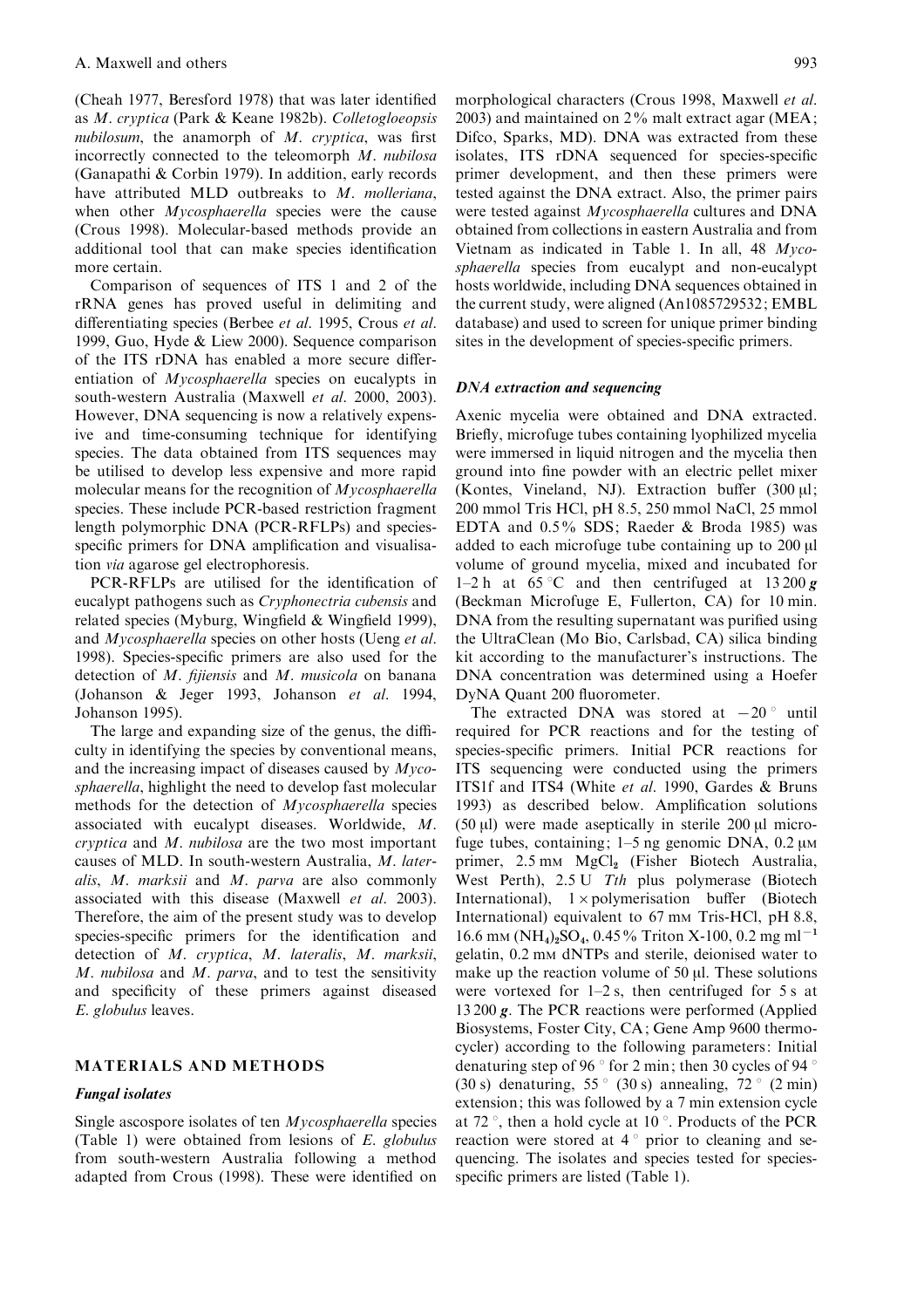(Cheah 1977, Beresford 1978) that was later identified as *M. cryptica* (Park & Keane 1982b). *Colletogloeopsis nubilosum*, the anamorph of *M. cryptica*, was first incorrectly connected to the teleomorph *M. nubilosa* (Ganapathi & Corbin 1979). In addition, early records have attributed MLD outbreaks to *M. molleriana*, when other *Mycosphaerella* species were the cause (Crous 1998). Molecular-based methods provide an additional tool that can make species identification more certain.

Comparison of sequences of ITS 1 and 2 of the rRNA genes has proved useful in delimiting and differentiating species (Berbee *et al.* 1995, Crous *et al.* 1999, Guo, Hyde & Liew 2000). Sequence comparison of the ITS rDNA has enabled a more secure differentiation of *Mycosphaerella* species on eucalypts in south-western Australia (Maxwell *et al.* 2000, 2003). However, DNA sequencing is now a relatively expensive and time-consuming technique for identifying species. The data obtained from ITS sequences may be utilised to develop less expensive and more rapid molecular means for the recognition of *Mycosphaerella* species. These include PCR-based restriction fragment length polymorphic DNA (PCR-RFLPs) and species-specific primers for DNA amplification and visualisation *via* agarose gel electrophoresis.

PCR-RFLPs are utilised for the identification of eucalypt pathogens such as *Cryphonectria cubensis* and related species (Myburg, Wingfield & Wingfield 1999), and *Mycosphaerella* species on other hosts (Ueng *et al.* 1998). Species-specific primers are also used for the detection of *M. fijiensis* and *M. musicola* on banana (Johanson & Jeger 1993, Johanson *et al.* 1994, Johanson 1995).

The large and expanding size of the genus, the difficulty in identifying the species by conventional means, and the increasing impact of diseases caused by *Mycosphaerella*, highlight the need to develop fast molecular methods for the detection of *Mycosphaerella* species associated with eucalypt diseases. Worldwide, *M. cryptica* and *M. nubilosa* are the two most important causes of MLD. In south-western Australia, *M. lateralis*, *M. marksii* and *M. parva* are also commonly associated with this disease (Maxwell *et al.* 2003). Therefore, the aim of the present study was to develop species-specific primers for the identification and detection of *M. cryptica*, *M. lateralis*, *M. marksii*, *M. nubilosa* and *M. parva*, and to test the sensitivity and specificity of these primers against diseased *E. globulus* leaves.

## MATERIALS AND METHODS

### *Fungal isolates*

Single ascospore isolates of ten *Mycosphaerella* species (Table 1) were obtained from lesions of *E. globulus* from south-western Australia following a method adapted from Crous (1998). These were identified on morphological characters (Crous 1998, Maxwell *et al.* 2003) and maintained on 2% malt extract agar (MEA; Difco, Sparks, MD). DNA was extracted from these isolates, ITS rDNA sequenced for species-specific primer development, and then these primers were tested against the DNA extract. Also, the primer pairs were tested against *Mycosphaerella* cultures and DNA obtained from collections in eastern Australia and from Vietnam as indicated in Table 1. In all, 48 *Mycosphaerella* species from eucalypt and non-eucalypt hosts worldwide, including DNA sequences obtained in the current study, were aligned (An1085729532; EMBL database) and used to screen for unique primer binding sites in the development of species-specific primers.

### *DNA extraction and sequencing*

Axenic mycelia were obtained and DNA extracted. Briefly, microfuge tubes containing lyophilized mycelia were immersed in liquid nitrogen and the mycelia then ground into fine powder with an electric pellet mixer (Kontes, Vineland, NJ). Extraction buffer (300 µl; 200 mmol Tris HCl, pH 8.5, 250 mmol NaCl, 25 mmol EDTA and 0.5% SDS; Raeder & Broda 1985) was added to each microfuge tube containing up to 200 µl volume of ground mycelia, mixed and incubated for 1–2 h at 65 °C and then centrifuged at 13 200 ***g*** (Beckman Microfuge E, Fullerton, CA) for 10 min. DNA from the resulting supernatant was purified using the UltraClean (Mo Bio, Carlsbad, CA) silica binding kit according to the manufacturer's instructions. The DNA concentration was determined using a Hoefer DyNA Quant 200 fluorometer.

The extracted DNA was stored at −20 ° until required for PCR reactions and for the testing of species-specific primers. Initial PCR reactions for ITS sequencing were conducted using the primers ITS1f and ITS4 (White *et al.* 1990, Gardes & Bruns 1993) as described below. Amplification solutions (50 µl) were made aseptically in sterile 200 µl microfuge tubes, containing; 1–5 ng genomic DNA, 0.2 µM primer, 2.5 mM $MgCl_2$ (Fisher Biotech Australia, West Perth), 2.5 U *Tth* plus polymerase (Biotech International), 1× polymerisation buffer (Biotech International) equivalent to 67 mM Tris-HCl, pH 8.8, 16.6 mM $(NH_4)_2SO_4$, 0.45% Triton X-100, 0.2 mg ml$^{-1}$ gelatin, 0.2 mM dNTPs and sterile, deionised water to make up the reaction volume of 50 µl. These solutions were vortexed for 1–2 s, then centrifuged for 5 s at 13 200 ***g***. The PCR reactions were performed (Applied Biosystems, Foster City, CA; Gene Amp 9600 thermocycler) according to the following parameters: Initial denaturing step of 96 ° for 2 min; then 30 cycles of 94 ° (30 s) denaturing, 55 ° (30 s) annealing, 72 ° (2 min) extension; this was followed by a 7 min extension cycle at 72 °, then a hold cycle at 10 °. Products of the PCR reaction were stored at 4 ° prior to cleaning and sequencing. The isolates and species tested for species-specific primers are listed (Table 1).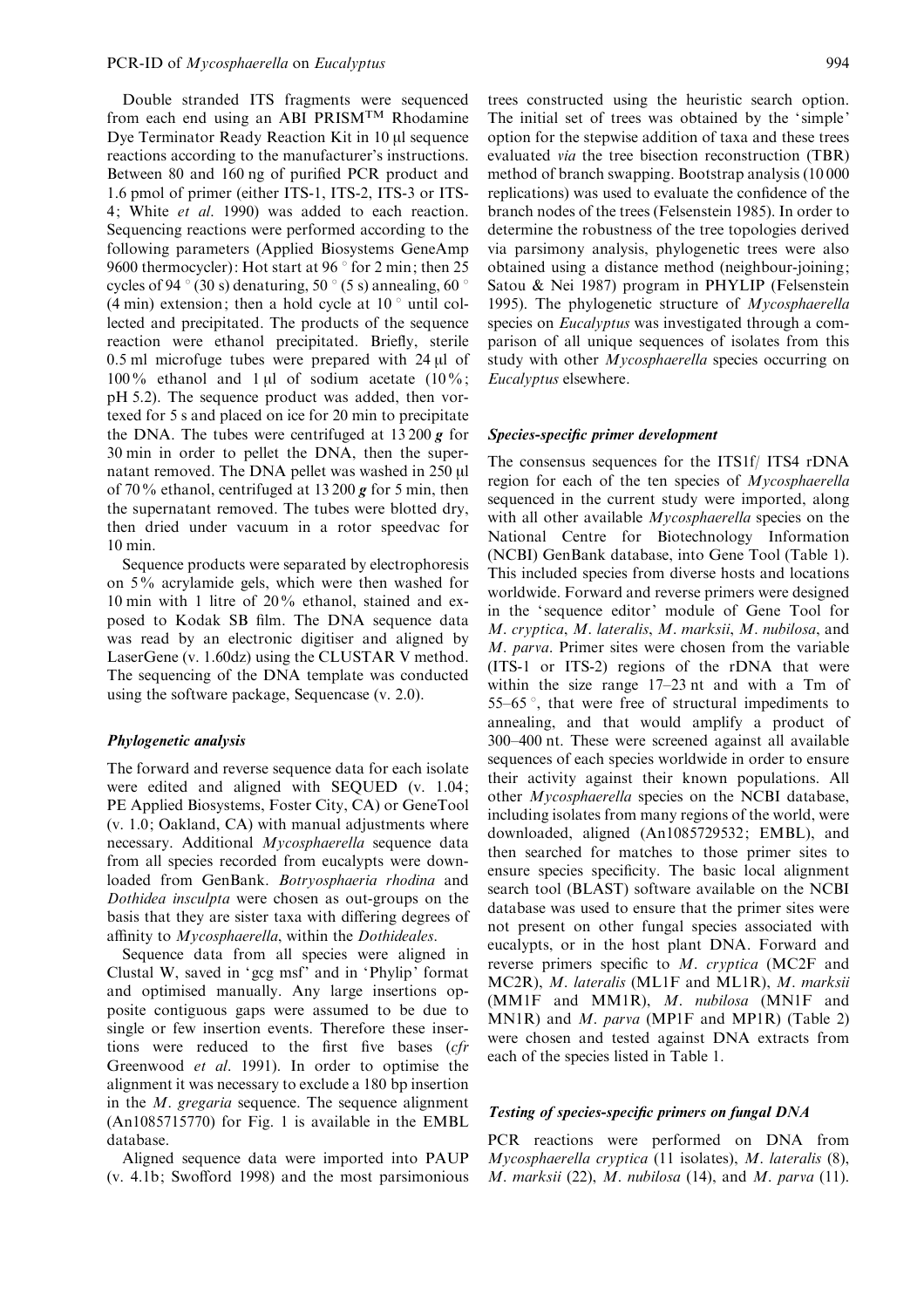Double stranded ITS fragments were sequenced from each end using an ABI PRISM™ Rhodamine Dye Terminator Ready Reaction Kit in 10 µl sequence reactions according to the manufacturer's instructions. Between 80 and 160 ng of purified PCR product and 1.6 pmol of primer (either ITS-1, ITS-2, ITS-3 or ITS-4; White *et al*. 1990) was added to each reaction. Sequencing reactions were performed according to the following parameters (Applied Biosystems GeneAmp 9600 thermocycler): Hot start at 96 ° for 2 min; then 25 cycles of 94 ° (30 s) denaturing, 50 ° (5 s) annealing, 60 ° (4 min) extension; then a hold cycle at 10 ° until collected and precipitated. The products of the sequence reaction were ethanol precipitated. Briefly, sterile 0.5 ml microfuge tubes were prepared with 24 µl of 100% ethanol and 1 µl of sodium acetate (10%; pH 5.2). The sequence product was added, then vortexed for 5 s and placed on ice for 20 min to precipitate the DNA. The tubes were centrifuged at 13 200 ***g*** for 30 min in order to pellet the DNA, then the supernatant removed. The DNA pellet was washed in 250 µl of 70% ethanol, centrifuged at 13 200 ***g*** for 5 min, then the supernatant removed. The tubes were blotted dry, then dried under vacuum in a rotor speedvac for 10 min.

Sequence products were separated by electrophoresis on 5% acrylamide gels, which were then washed for 10 min with 1 litre of 20% ethanol, stained and exposed to Kodak SB film. The DNA sequence data was read by an electronic digitiser and aligned by LaserGene (v. 1.60dz) using the CLUSTAR V method. The sequencing of the DNA template was conducted using the software package, Sequencase (v. 2.0).

### *Phylogenetic analysis*

The forward and reverse sequence data for each isolate were edited and aligned with SEQUED (v. 1.04; PE Applied Biosystems, Foster City, CA) or GeneTool (v. 1.0; Oakland, CA) with manual adjustments where necessary. Additional *Mycosphaerella* sequence data from all species recorded from eucalypts were downloaded from GenBank. *Botryosphaeria rhodina* and *Dothidea insculpta* were chosen as out-groups on the basis that they are sister taxa with differing degrees of affinity to *Mycosphaerella*, within the *Dothideales*.

Sequence data from all species were aligned in Clustal W, saved in 'gcg msf' and in 'Phylip' format and optimised manually. Any large insertions opposite contiguous gaps were assumed to be due to single or few insertion events. Therefore these insertions were reduced to the first five bases (*cfr* Greenwood *et al*. 1991). In order to optimise the alignment it was necessary to exclude a 180 bp insertion in the *M*. *gregaria* sequence. The sequence alignment (An1085715770) for Fig. 1 is available in the EMBL database.

Aligned sequence data were imported into PAUP (v. 4.1b; Swofford 1998) and the most parsimonious trees constructed using the heuristic search option. The initial set of trees was obtained by the 'simple' option for the stepwise addition of taxa and these trees evaluated *via* the tree bisection reconstruction (TBR) method of branch swapping. Bootstrap analysis (10 000 replications) was used to evaluate the confidence of the branch nodes of the trees (Felsenstein 1985). In order to determine the robustness of the tree topologies derived via parsimony analysis, phylogenetic trees were also obtained using a distance method (neighbour-joining; Satou & Nei 1987) program in PHYLIP (Felsenstein 1995). The phylogenetic structure of *Mycosphaerella* species on *Eucalyptus* was investigated through a comparison of all unique sequences of isolates from this study with other *Mycosphaerella* species occurring on *Eucalyptus* elsewhere.

### *Species-specific primer development*

The consensus sequences for the ITS1f/ ITS4 rDNA region for each of the ten species of *Mycosphaerella* sequenced in the current study were imported, along with all other available *Mycosphaerella* species on the National Centre for Biotechnology Information (NCBI) GenBank database, into Gene Tool (Table 1). This included species from diverse hosts and locations worldwide. Forward and reverse primers were designed in the 'sequence editor' module of Gene Tool for *M*. *cryptica*, *M*. *lateralis*, *M*. *marksii*, *M*. *nubilosa*, and *M*. *parva*. Primer sites were chosen from the variable (ITS-1 or ITS-2) regions of the rDNA that were within the size range 17–23 nt and with a Tm of 55–65 °, that were free of structural impediments to annealing, and that would amplify a product of 300–400 nt. These were screened against all available sequences of each species worldwide in order to ensure their activity against their known populations. All other *Mycosphaerella* species on the NCBI database, including isolates from many regions of the world, were downloaded, aligned (An1085729532; EMBL), and then searched for matches to those primer sites to ensure species specificity. The basic local alignment search tool (BLAST) software available on the NCBI database was used to ensure that the primer sites were not present on other fungal species associated with eucalypts, or in the host plant DNA. Forward and reverse primers specific to *M*. *cryptica* (MC2F and MC2R), *M*. *lateralis* (ML1F and ML1R), *M*. *marksii* (MM1F and MM1R), *M*. *nubilosa* (MN1F and MN1R) and *M*. *parva* (MP1F and MP1R) (Table 2) were chosen and tested against DNA extracts from each of the species listed in Table 1.

### *Testing of species-specific primers on fungal DNA*

PCR reactions were performed on DNA from *Mycosphaerella cryptica* (11 isolates), *M*. *lateralis* (8), *M*. *marksii* (22), *M*. *nubilosa* (14), and *M*. *parva* (11).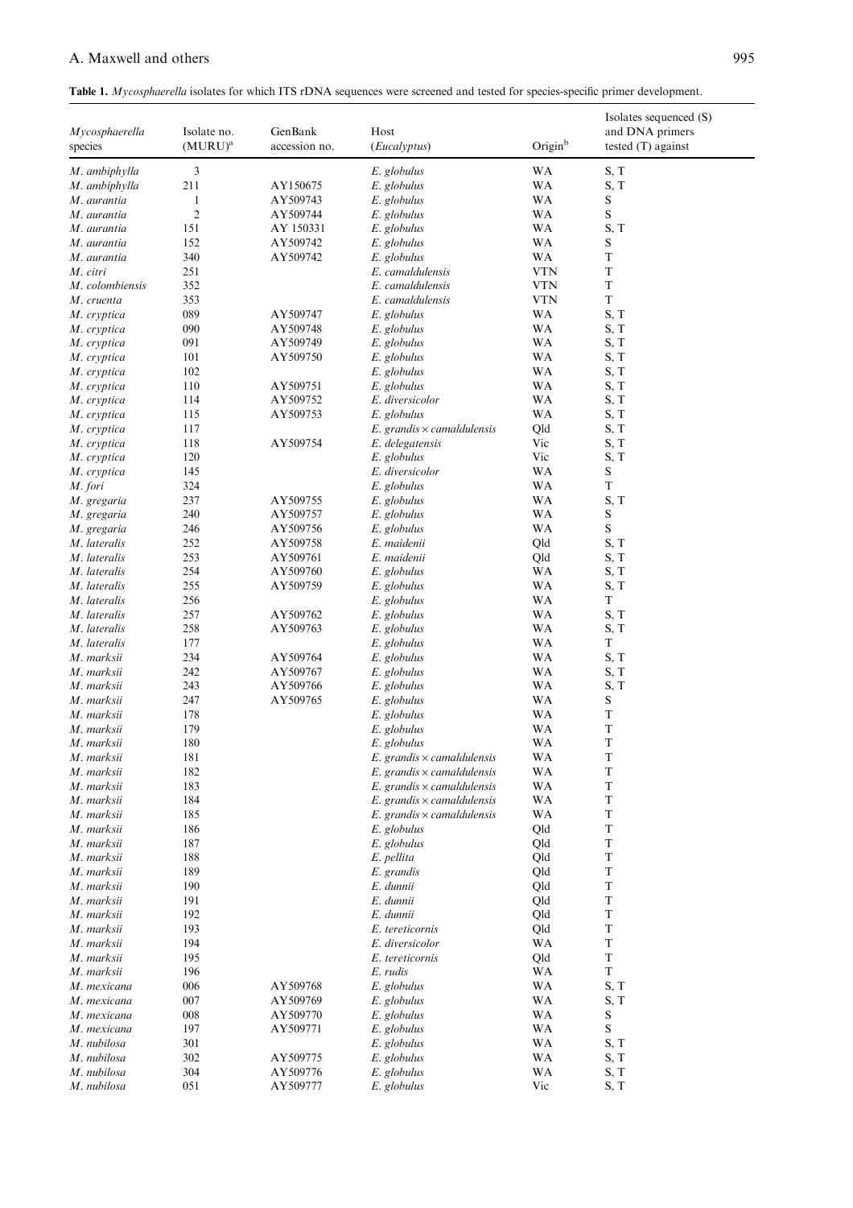**Table 1.** *Mycosphaerella* isolates for which ITS rDNA sequences were screened and tested for species-specific primer development.

| *Mycosphaerella* species | Isolate no. (MURU)[a] | GenBank accession no. | Host (*Eucalyptus*) | Origin[b] | Isolates sequenced (S) and DNA primers tested (T) against |
|---|---|---|---|---|---|
| *M. ambiphylla* | 3 | | *E. globulus* | WA | S, T |
| *M. ambiphylla* | 211 | AY150675 | *E. globulus* | WA | S, T |
| *M. aurantia* | 1 | AY509743 | *E. globulus* | WA | S |
| *M. aurantia* | 2 | AY509744 | *E. globulus* | WA | S |
| *M. aurantia* | 151 | AY 150331 | *E. globulus* | WA | S, T |
| *M. aurantia* | 152 | AY509742 | *E. globulus* | WA | S |
| *M. aurantia* | 340 | AY509742 | *E. globulus* | WA | T |
| *M. citri* | 251 | | *E. camaldulensis* | VTN | T |
| *M. colombiensis* | 352 | | *E. camaldulensis* | VTN | T |
| *M. cruenta* | 353 | | *E. camaldulensis* | VTN | T |
| *M. cryptica* | 089 | AY509747 | *E. globulus* | WA | S, T |
| *M. cryptica* | 090 | AY509748 | *E. globulus* | WA | S, T |
| *M. cryptica* | 091 | AY509749 | *E. globulus* | WA | S, T |
| *M. cryptica* | 101 | AY509750 | *E. globulus* | WA | S, T |
| *M. cryptica* | 102 | | *E. globulus* | WA | S, T |
| *M. cryptica* | 110 | AY509751 | *E. globulus* | WA | S, T |
| *M. cryptica* | 114 | AY509752 | *E. diversicolor* | WA | S, T |
| *M. cryptica* | 115 | AY509753 | *E. globulus* | WA | S, T |
| *M. cryptica* | 117 | | *E. grandis × camaldulensis* | Qld | S, T |
| *M. cryptica* | 118 | AY509754 | *E. delegatensis* | Vic | S, T |
| *M. cryptica* | 120 | | *E. globulus* | Vic | S, T |
| *M. cryptica* | 145 | | *E. diversicolor* | WA | S |
| *M. fori* | 324 | | *E. globulus* | WA | T |
| *M. gregaria* | 237 | AY509755 | *E. globulus* | WA | S, T |
| *M. gregaria* | 240 | AY509757 | *E. globulus* | WA | S |
| *M. gregaria* | 246 | AY509756 | *E. globulus* | WA | S |
| *M. lateralis* | 252 | AY509758 | *E. maidenii* | Qld | S, T |
| *M. lateralis* | 253 | AY509761 | *E. maidenii* | Qld | S, T |
| *M. lateralis* | 254 | AY509760 | *E. globulus* | WA | S, T |
| *M. lateralis* | 255 | AY509759 | *E. globulus* | WA | S, T |
| *M. lateralis* | 256 | | *E. globulus* | WA | T |
| *M. lateralis* | 257 | AY509762 | *E. globulus* | WA | S, T |
| *M. lateralis* | 258 | AY509763 | *E. globulus* | WA | S, T |
| *M. lateralis* | 177 | | *E. globulus* | WA | T |
| *M. marksii* | 234 | AY509764 | *E. globulus* | WA | S, T |
| *M. marksii* | 242 | AY509767 | *E. globulus* | WA | S, T |
| *M. marksii* | 243 | AY509766 | *E. globulus* | WA | S, T |
| *M. marksii* | 247 | AY509765 | *E. globulus* | WA | S |
| *M. marksii* | 178 | | *E. globulus* | WA | T |
| *M. marksii* | 179 | | *E. globulus* | WA | T |
| *M. marksii* | 180 | | *E. globulus* | WA | T |
| *M. marksii* | 181 | | *E. grandis × camaldulensis* | WA | T |
| *M. marksii* | 182 | | *E. grandis × camaldulensis* | WA | T |
| *M. marksii* | 183 | | *E. grandis × camaldulensis* | WA | T |
| *M. marksii* | 184 | | *E. grandis × camaldulensis* | WA | T |
| *M. marksii* | 185 | | *E. grandis × camaldulensis* | WA | T |
| *M. marksii* | 186 | | *E. globulus* | Qld | T |
| *M. marksii* | 187 | | *E. globulus* | Qld | T |
| *M. marksii* | 188 | | *E. pellita* | Qld | T |
| *M. marksii* | 189 | | *E. grandis* | Qld | T |
| *M. marksii* | 190 | | *E. dunnii* | Qld | T |
| *M. marksii* | 191 | | *E. dunnii* | Qld | T |
| *M. marksii* | 192 | | *E. dunnii* | Qld | T |
| *M. marksii* | 193 | | *E. tereticornis* | Qld | T |
| *M. marksii* | 194 | | *E. diversicolor* | WA | T |
| *M. marksii* | 195 | | *E. tereticornis* | Qld | T |
| *M. marksii* | 196 | | *E. rudis* | WA | T |
| *M. mexicana* | 006 | AY509768 | *E. globulus* | WA | S, T |
| *M. mexicana* | 007 | AY509769 | *E. globulus* | WA | S, T |
| *M. mexicana* | 008 | AY509770 | *E. globulus* | WA | S |
| *M. mexicana* | 197 | AY509771 | *E. globulus* | WA | S |
| *M. nubilosa* | 301 | | *E. globulus* | WA | S, T |
| *M. nubilosa* | 302 | AY509775 | *E. globulus* | WA | S, T |
| *M. nubilosa* | 304 | AY509776 | *E. globulus* | WA | S, T |
| *M. nubilosa* | 051 | AY509777 | *E. globulus* | Vic | S, T |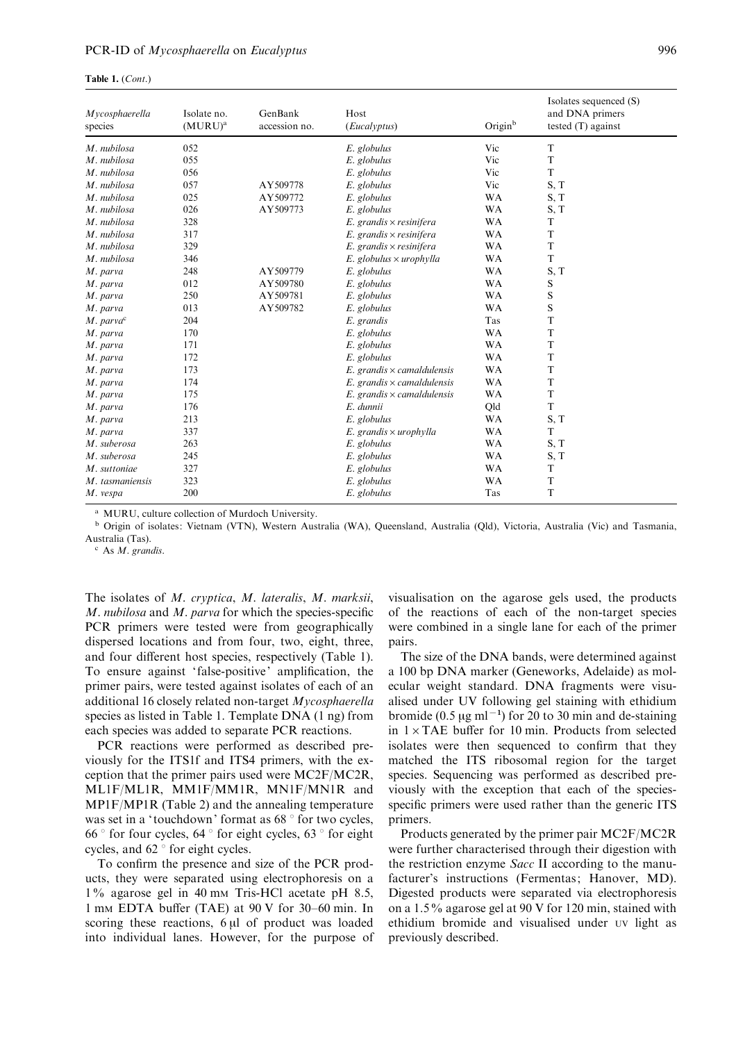**Table 1.** (*Cont.*)

| *Mycosphaerella* species | Isolate no. (MURU)[a] | GenBank accession no. | Host (*Eucalyptus*) | Origin[b] | Isolates sequenced (S) and DNA primers tested (T) against |
|---|---|---|---|---|---|
| *M. nubilosa* | 052 | | *E. globulus* | Vic | T |
| *M. nubilosa* | 055 | | *E. globulus* | Vic | T |
| *M. nubilosa* | 056 | | *E. globulus* | Vic | T |
| *M. nubilosa* | 057 | AY509778 | *E. globulus* | Vic | S, T |
| *M. nubilosa* | 025 | AY509772 | *E. globulus* | WA | S, T |
| *M. nubilosa* | 026 | AY509773 | *E. globulus* | WA | S, T |
| *M. nubilosa* | 328 | | *E. grandis* × *resinifera* | WA | T |
| *M. nubilosa* | 317 | | *E. grandis* × *resinifera* | WA | T |
| *M. nubilosa* | 329 | | *E. grandis* × *resinifera* | WA | T |
| *M. nubilosa* | 346 | | *E. globulus* × *urophylla* | WA | T |
| *M. parva* | 248 | AY509779 | *E. globulus* | WA | S, T |
| *M. parva* | 012 | AY509780 | *E. globulus* | WA | S |
| *M. parva* | 250 | AY509781 | *E. globulus* | WA | S |
| *M. parva* | 013 | AY509782 | *E. globulus* | WA | S |
| *M. parva*[c] | 204 | | *E. grandis* | Tas | T |
| *M. parva* | 170 | | *E. globulus* | WA | T |
| *M. parva* | 171 | | *E. globulus* | WA | T |
| *M. parva* | 172 | | *E. globulus* | WA | T |
| *M. parva* | 173 | | *E. grandis* × *camaldulensis* | WA | T |
| *M. parva* | 174 | | *E. grandis* × *camaldulensis* | WA | T |
| *M. parva* | 175 | | *E. grandis* × *camaldulensis* | WA | T |
| *M. parva* | 176 | | *E. dunnii* | Qld | T |
| *M. parva* | 213 | | *E. globulus* | WA | S, T |
| *M. parva* | 337 | | *E. grandis* × *urophylla* | WA | T |
| *M. suberosa* | 263 | | *E. globulus* | WA | S, T |
| *M. suberosa* | 245 | | *E. globulus* | WA | S, T |
| *M. suttoniae* | 327 | | *E. globulus* | WA | T |
| *M. tasmaniensis* | 323 | | *E. globulus* | WA | T |
| *M. vespa* | 200 | | *E. globulus* | Tas | T |

[a] MURU, culture collection of Murdoch University.

[b] Origin of isolates: Vietnam (VTN), Western Australia (WA), Queensland, Australia (Qld), Victoria, Australia (Vic) and Tasmania, Australia (Tas).

[c] As *M. grandis*.

The isolates of *M. cryptica*, *M. lateralis*, *M. marksii*, *M. nubilosa* and *M. parva* for which the species-specific PCR primers were tested were from geographically dispersed locations and from four, two, eight, three, and four different host species, respectively (Table 1). To ensure against 'false-positive' amplification, the primer pairs, were tested against isolates of each of an additional 16 closely related non-target *Mycosphaerella* species as listed in Table 1. Template DNA (1 ng) from each species was added to separate PCR reactions.

PCR reactions were performed as described previously for the ITS1f and ITS4 primers, with the exception that the primer pairs used were MC2F/MC2R, ML1F/ML1R, MM1F/MM1R, MN1F/MN1R and MP1F/MP1R (Table 2) and the annealing temperature was set in a 'touchdown' format as 68 ° for two cycles, 66 ° for four cycles, 64 ° for eight cycles, 63 ° for eight cycles, and 62 ° for eight cycles.

To confirm the presence and size of the PCR products, they were separated using electrophoresis on a 1% agarose gel in 40 mM Tris-HCl acetate pH 8.5, 1 mM EDTA buffer (TAE) at 90 V for 30–60 min. In scoring these reactions, 6 µl of product was loaded into individual lanes. However, for the purpose of visualisation on the agarose gels used, the products of the reactions of each of the non-target species were combined in a single lane for each of the primer pairs.

The size of the DNA bands, were determined against a 100 bp DNA marker (Geneworks, Adelaide) as molecular weight standard. DNA fragments were visualised under UV following gel staining with ethidium bromide (0.5 µg $ml^{-1}$) for 20 to 30 min and de-staining in 1 × TAE buffer for 10 min. Products from selected isolates were then sequenced to confirm that they matched the ITS ribosomal region for the target species. Sequencing was performed as described previously with the exception that each of the species-specific primers were used rather than the generic ITS primers.

Products generated by the primer pair MC2F/MC2R were further characterised through their digestion with the restriction enzyme *Sacc* II according to the manufacturer's instructions (Fermentas; Hanover, MD). Digested products were separated via electrophoresis on a 1.5% agarose gel at 90 V for 120 min, stained with ethidium bromide and visualised under UV light as previously described.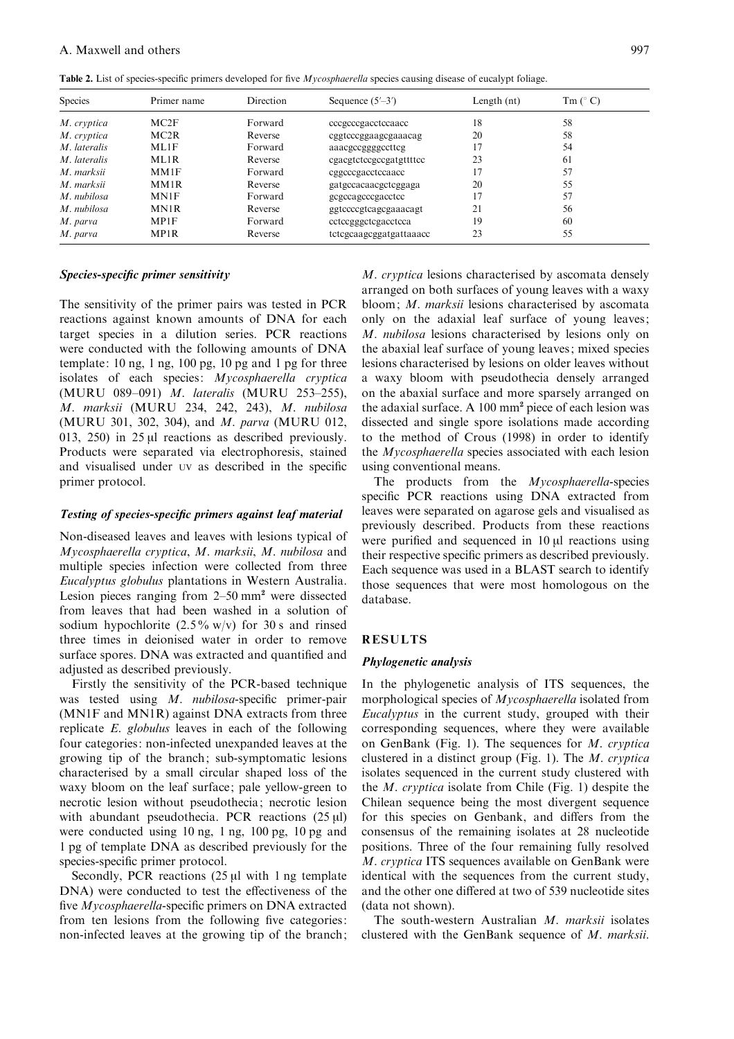**Table 2.** List of species-specific primers developed for five *Mycosphaerella* species causing disease of eucalypt foliage.

| Species | Primer name | Direction | Sequence (5′–3′) | Length (nt) | Tm (° C) |
|---|---|---|---|---|---|
| *M. cryptica* | MC2F | Forward | cccgcccgacctccaacc | 18 | 58 |
| *M. cryptica* | MC2R | Reverse | cggtcccggaagcgaaacag | 20 | 58 |
| *M. lateralis* | ML1F | Forward | aaacgccggggccttcg | 17 | 54 |
| *M. lateralis* | ML1R | Reverse | cgacgtctccgccgatgttttcc | 23 | 61 |
| *M. marksii* | MM1F | Forward | cggcccgacctccaacc | 17 | 57 |
| *M. marksii* | MM1R | Reverse | gatgccacaacgctcggaga | 20 | 55 |
| *M. nubilosa* | MN1F | Forward | gcgccagcccgacctcc | 17 | 57 |
| *M. nubilosa* | MN1R | Reverse | ggtccccgtcagcgaaacagt | 21 | 56 |
| *M. parva* | MP1F | Forward | cctccgggctcgacctcca | 19 | 60 |
| *M. parva* | MP1R | Reverse | tctcgcaagcggatgattaaacc | 23 | 55 |

### *Species-specific primer sensitivity*

The sensitivity of the primer pairs was tested in PCR reactions against known amounts of DNA for each target species in a dilution series. PCR reactions were conducted with the following amounts of DNA template: 10 ng, 1 ng, 100 pg, 10 pg and 1 pg for three isolates of each species: *Mycosphaerella cryptica* (MURU 089–091) *M. lateralis* (MURU 253–255), *M. marksii* (MURU 234, 242, 243), *M. nubilosa* (MURU 301, 302, 304), and *M. parva* (MURU 012, 013, 250) in 25 µl reactions as described previously. Products were separated via electrophoresis, stained and visualised under UV as described in the specific primer protocol.

### *Testing of species-specific primers against leaf material*

Non-diseased leaves and leaves with lesions typical of *Mycosphaerella cryptica*, *M. marksii*, *M. nubilosa* and multiple species infection were collected from three *Eucalyptus globulus* plantations in Western Australia. Lesion pieces ranging from 2–50 mm² were dissected from leaves that had been washed in a solution of sodium hypochlorite (2.5% w/v) for 30 s and rinsed three times in deionised water in order to remove surface spores. DNA was extracted and quantified and adjusted as described previously.

Firstly the sensitivity of the PCR-based technique was tested using *M. nubilosa*-specific primer-pair (MN1F and MN1R) against DNA extracts from three replicate *E. globulus* leaves in each of the following four categories: non-infected unexpanded leaves at the growing tip of the branch; sub-symptomatic lesions characterised by a small circular shaped loss of the waxy bloom on the leaf surface; pale yellow-green to necrotic lesion without pseudothecia; necrotic lesion with abundant pseudothecia. PCR reactions (25 µl) were conducted using 10 ng, 1 ng, 100 pg, 10 pg and 1 pg of template DNA as described previously for the species-specific primer protocol.

Secondly, PCR reactions (25 µl with 1 ng template DNA) were conducted to test the effectiveness of the five *Mycosphaerella*-specific primers on DNA extracted from ten lesions from the following five categories: non-infected leaves at the growing tip of the branch; *M. cryptica* lesions characterised by ascomata densely arranged on both surfaces of young leaves with a waxy bloom; *M. marksii* lesions characterised by ascomata only on the adaxial leaf surface of young leaves; *M. nubilosa* lesions characterised by lesions only on the abaxial leaf surface of young leaves; mixed species lesions characterised by lesions on older leaves without a waxy bloom with pseudothecia densely arranged on the abaxial surface and more sparsely arranged on the adaxial surface. A 100 mm² piece of each lesion was dissected and single spore isolations made according to the method of Crous (1998) in order to identify the *Mycosphaerella* species associated with each lesion using conventional means.

The products from the *Mycosphaerella*-species specific PCR reactions using DNA extracted from leaves were separated on agarose gels and visualised as previously described. Products from these reactions were purified and sequenced in 10 µl reactions using their respective specific primers as described previously. Each sequence was used in a BLAST search to identify those sequences that were most homologous on the database.

## RESULTS

### *Phylogenetic analysis*

In the phylogenetic analysis of ITS sequences, the morphological species of *Mycosphaerella* isolated from *Eucalyptus* in the current study, grouped with their corresponding sequences, where they were available on GenBank (Fig. 1). The sequences for *M. cryptica* clustered in a distinct group (Fig. 1). The *M. cryptica* isolates sequenced in the current study clustered with the *M. cryptica* isolate from Chile (Fig. 1) despite the Chilean sequence being the most divergent sequence for this species on Genbank, and differs from the consensus of the remaining isolates at 28 nucleotide positions. Three of the four remaining fully resolved *M. cryptica* ITS sequences available on GenBank were identical with the sequences from the current study, and the other one differed at two of 539 nucleotide sites (data not shown).

The south-western Australian *M. marksii* isolates clustered with the GenBank sequence of *M. marksii*.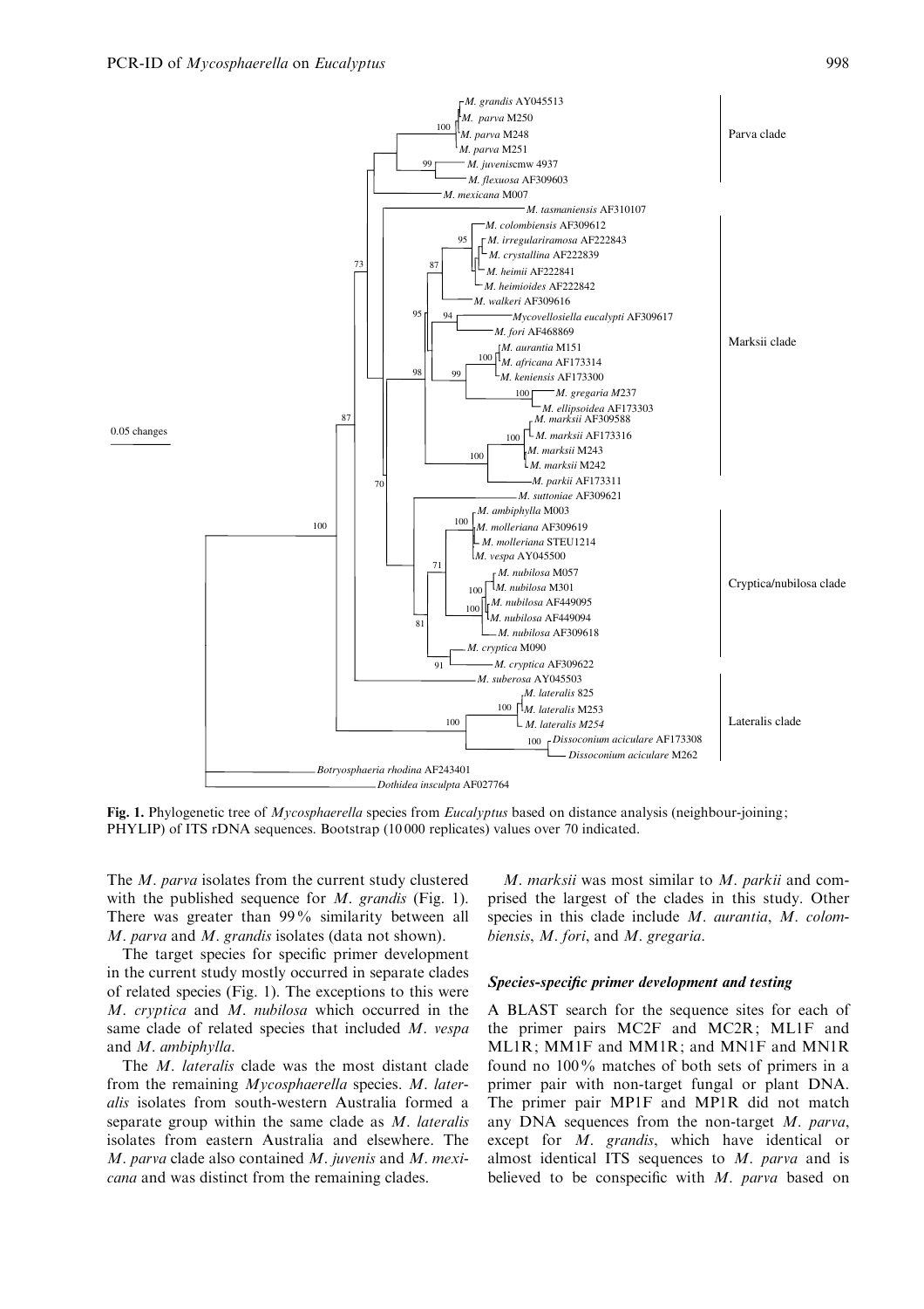**Fig. 1.** Phylogenetic tree of *Mycosphaerella* species from *Eucalyptus* based on distance analysis (neighbour-joining; PHYLIP) of ITS rDNA sequences. Bootstrap (10 000 replicates) values over 70 indicated.

The *M. parva* isolates from the current study clustered with the published sequence for *M. grandis* (Fig. 1). There was greater than 99% similarity between all *M. parva* and *M. grandis* isolates (data not shown).

The target species for specific primer development in the current study mostly occurred in separate clades of related species (Fig. 1). The exceptions to this were *M. cryptica* and *M. nubilosa* which occurred in the same clade of related species that included *M. vespa* and *M. ambiphylla*.

The *M. lateralis* clade was the most distant clade from the remaining *Mycosphaerella* species. *M. lateralis* isolates from south-western Australia formed a separate group within the same clade as *M. lateralis* isolates from eastern Australia and elsewhere. The *M. parva* clade also contained *M. juvenis* and *M. mexicana* and was distinct from the remaining clades.

*M. marksii* was most similar to *M. parkii* and comprised the largest of the clades in this study. Other species in this clade include *M. aurantia*, *M. colombiensis*, *M. fori*, and *M. gregaria*.

### *Species-specific primer development and testing*

A BLAST search for the sequence sites for each of the primer pairs MC2F and MC2R; ML1F and ML1R; MM1F and MM1R; and MN1F and MN1R found no 100% matches of both sets of primers in a primer pair with non-target fungal or plant DNA. The primer pair MP1F and MP1R did not match any DNA sequences from the non-target *M. parva*, except for *M. grandis*, which have identical or almost identical ITS sequences to *M. parva* and is believed to be conspecific with *M. parva* based on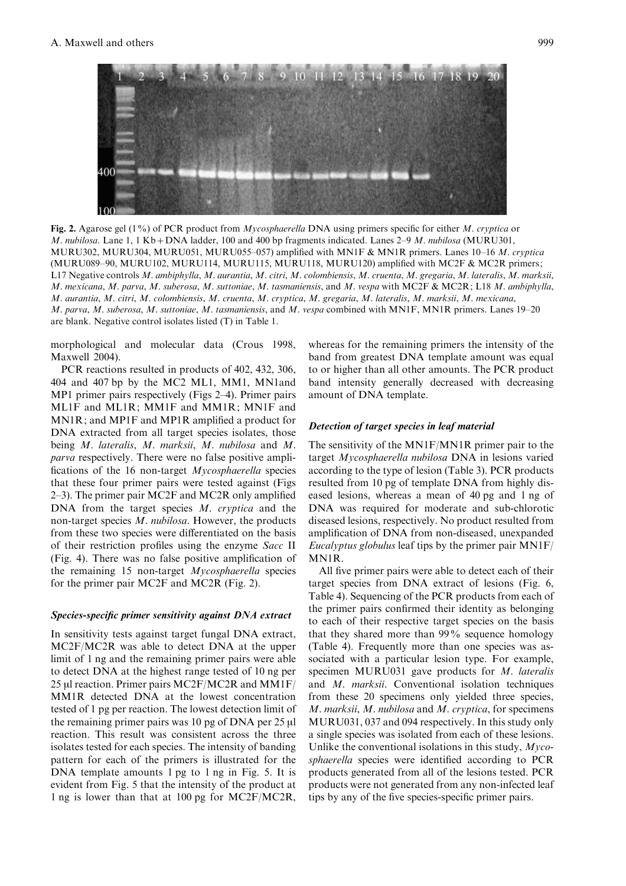Fig. 2. Agarose gel (1%) of PCR product from *Mycosphaerella* DNA using primers specific for either *M. cryptica* or *M. nubilosa*. Lane 1, 1 Kb+DNA ladder, 100 and 400 bp fragments indicated. Lanes 2–9 *M. nubilosa* (MURU301, MURU302, MURU304, MURU051, MURU055–057) amplified with MN1F & MN1R primers. Lanes 10–16 *M. cryptica* (MURU089–90, MURU102, MURU114, MURU115, MURU118, MURU120) amplified with MC2F & MC2R primers; L17 Negative controls *M. ambiphylla*, *M. aurantia*, *M. citri*, *M. colombiensis*, *M. cruenta*, *M. gregaria*, *M. lateralis*, *M. marksii*, *M. mexicana*, *M. parva*, *M. suberosa*, *M. suttoniae*, *M. tasmaniensis*, and *M. vespa* with MC2F & MC2R; L18 *M. ambiphylla*, *M. aurantia*, *M. citri*, *M. colombiensis*, *M. cruenta*, *M. cryptica*, *M. gregaria*, *M. lateralis*, *M. marksii*, *M. mexicana*, *M. parva*, *M. suberosa*, *M. suttoniae*, *M. tasmaniensis*, and *M. vespa* combined with MN1F, MN1R primers. Lanes 19–20 are blank. Negative control isolates listed (T) in Table 1.

morphological and molecular data (Crous 1998, Maxwell 2004).

PCR reactions resulted in products of 402, 432, 306, 404 and 407 bp by the MC2 ML1, MM1, MN1and MP1 primer pairs respectively (Figs 2–4). Primer pairs ML1F and ML1R; MM1F and MM1R; MN1F and MN1R; and MP1F and MP1R amplified a product for DNA extracted from all target species isolates, those being *M. lateralis*, *M. marksii*, *M. nubilosa* and *M. parva* respectively. There were no false positive amplifications of the 16 non-target *Mycosphaerella* species that these four primer pairs were tested against (Figs 2–3). The primer pair MC2F and MC2R only amplified DNA from the target species *M. cryptica* and the non-target species *M. nubilosa*. However, the products from these two species were differentiated on the basis of their restriction profiles using the enzyme *Sacc* II (Fig. 4). There was no false positive amplification of the remaining 15 non-target *Mycosphaerella* species for the primer pair MC2F and MC2R (Fig. 2).

### *Species-specific primer sensitivity against DNA extract*

In sensitivity tests against target fungal DNA extract, MC2F/MC2R was able to detect DNA at the upper limit of 1 ng and the remaining primer pairs were able to detect DNA at the highest range tested of 10 ng per 25 µl reaction. Primer pairs MC2F/MC2R and MM1F/MM1R detected DNA at the lowest concentration tested of 1 pg per reaction. The lowest detection limit of the remaining primer pairs was 10 pg of DNA per 25 µl reaction. This result was consistent across the three isolates tested for each species. The intensity of banding pattern for each of the primers is illustrated for the DNA template amounts 1 pg to 1 ng in Fig. 5. It is evident from Fig. 5 that the intensity of the product at 1 ng is lower than that at 100 pg for MC2F/MC2R, whereas for the remaining primers the intensity of the band from greatest DNA template amount was equal to or higher than all other amounts. The PCR product band intensity generally decreased with decreasing amount of DNA template.

### *Detection of target species in leaf material*

The sensitivity of the MN1F/MN1R primer pair to the target *Mycosphaerella nubilosa* DNA in lesions varied according to the type of lesion (Table 3). PCR products resulted from 10 pg of template DNA from highly diseased lesions, whereas a mean of 40 pg and 1 ng of DNA was required for moderate and sub-chlorotic diseased lesions, respectively. No product resulted from amplification of DNA from non-diseased, unexpanded *Eucalyptus globulus* leaf tips by the primer pair MN1F/MN1R.

All five primer pairs were able to detect each of their target species from DNA extract of lesions (Fig. 6, Table 4). Sequencing of the PCR products from each of the primer pairs confirmed their identity as belonging to each of their respective target species on the basis that they shared more than 99% sequence homology (Table 4). Frequently more than one species was associated with a particular lesion type. For example, specimen MURU031 gave products for *M. lateralis* and *M. marksii*. Conventional isolation techniques from these 20 specimens only yielded three species, *M. marksii*, *M. nubilosa* and *M. cryptica*, for specimens MURU031, 037 and 094 respectively. In this study only a single species was isolated from each of these lesions. Unlike the conventional isolations in this study, *Mycosphaerella* species were identified according to PCR products generated from all of the lesions tested. PCR products were not generated from any non-infected leaf tips by any of the five species-specific primer pairs.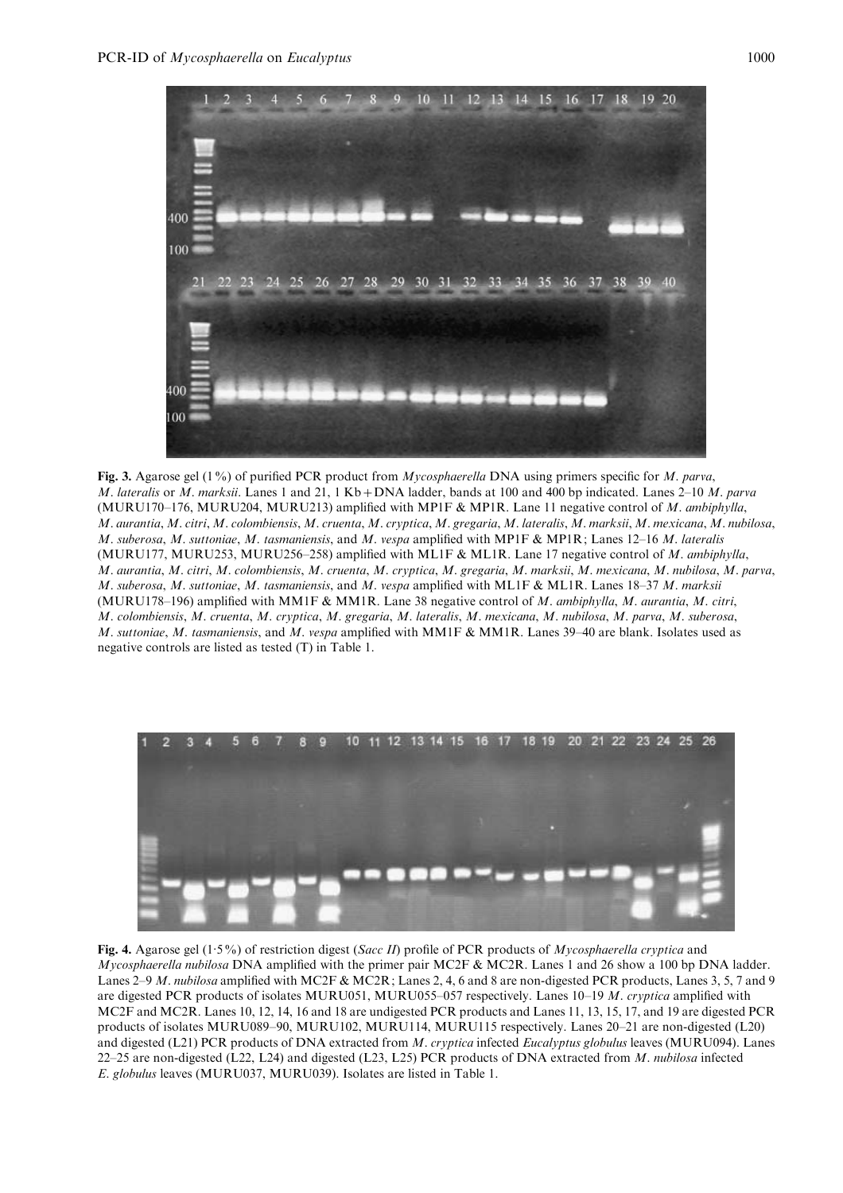**Fig. 3.** Agarose gel (1%) of purified PCR product from *Mycosphaerella* DNA using primers specific for *M. parva*, *M. lateralis* or *M. marksii*. Lanes 1 and 21, 1 Kb + DNA ladder, bands at 100 and 400 bp indicated. Lanes 2–10 *M. parva* (MURU170–176, MURU204, MURU213) amplified with MP1F & MP1R. Lane 11 negative control of *M. ambiphylla*, *M. aurantia*, *M. citri*, *M. colombiensis*, *M. cruenta*, *M. cryptica*, *M. gregaria*, *M. lateralis*, *M. marksii*, *M. mexicana*, *M. nubilosa*, *M. suberosa*, *M. suttoniae*, *M. tasmaniensis*, and *M. vespa* amplified with MP1F & MP1R; Lanes 12–16 *M. lateralis* (MURU177, MURU253, MURU256–258) amplified with ML1F & ML1R. Lane 17 negative control of *M. ambiphylla*, *M. aurantia*, *M. citri*, *M. colombiensis*, *M. cruenta*, *M. cryptica*, *M. gregaria*, *M. marksii*, *M. mexicana*, *M. nubilosa*, *M. parva*, *M. suberosa*, *M. suttoniae*, *M. tasmaniensis*, and *M. vespa* amplified with ML1F & ML1R. Lanes 18–37 *M. marksii* (MURU178–196) amplified with MM1F & MM1R. Lane 38 negative control of *M. ambiphylla*, *M. aurantia*, *M. citri*, *M. colombiensis*, *M. cruenta*, *M. cryptica*, *M. gregaria*, *M. lateralis*, *M. mexicana*, *M. nubilosa*, *M. parva*, *M. suberosa*, *M. suttoniae*, *M. tasmaniensis*, and *M. vespa* amplified with MM1F & MM1R. Lanes 39–40 are blank. Isolates used as negative controls are listed as tested (T) in Table 1.

**Fig. 4.** Agarose gel (1·5%) of restriction digest (*Sacc II*) profile of PCR products of *Mycosphaerella cryptica* and *Mycosphaerella nubilosa* DNA amplified with the primer pair MC2F & MC2R. Lanes 1 and 26 show a 100 bp DNA ladder. Lanes 2–9 *M. nubilosa* amplified with MC2F & MC2R; Lanes 2, 4, 6 and 8 are non-digested PCR products, Lanes 3, 5, 7 and 9 are digested PCR products of isolates MURU051, MURU055–057 respectively. Lanes 10–19 *M. cryptica* amplified with MC2F and MC2R. Lanes 10, 12, 14, 16 and 18 are undigested PCR products and Lanes 11, 13, 15, 17, and 19 are digested PCR products of isolates MURU089–90, MURU102, MURU114, MURU115 respectively. Lanes 20–21 are non-digested (L20) and digested (L21) PCR products of DNA extracted from *M. cryptica* infected *Eucalyptus globulus* leaves (MURU094). Lanes 22–25 are non-digested (L22, L24) and digested (L23, L25) PCR products of DNA extracted from *M. nubilosa* infected *E. globulus* leaves (MURU037, MURU039). Isolates are listed in Table 1.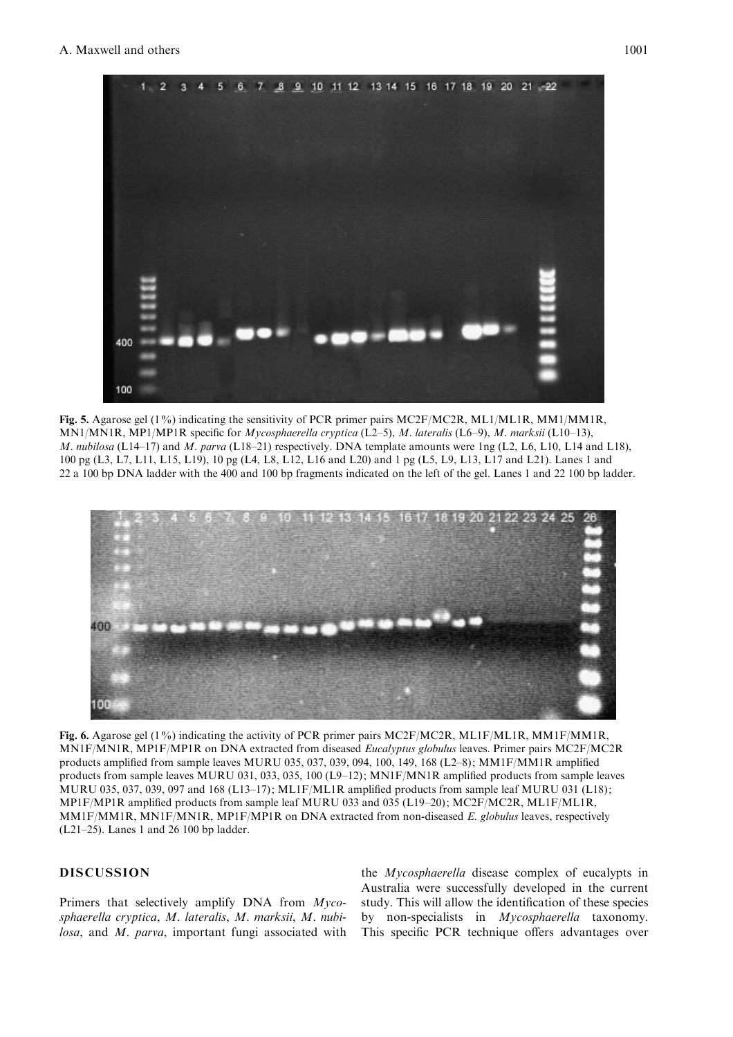**Fig. 5.** Agarose gel (1%) indicating the sensitivity of PCR primer pairs MC2F/MC2R, ML1/ML1R, MM1/MM1R, MN1/MN1R, MP1/MP1R specific for *Mycosphaerella cryptica* (L2–5), *M. lateralis* (L6–9), *M. marksii* (L10–13), *M. nubilosa* (L14–17) and *M. parva* (L18–21) respectively. DNA template amounts were 1ng (L2, L6, L10, L14 and L18), 100 pg (L3, L7, L11, L15, L19), 10 pg (L4, L8, L12, L16 and L20) and 1 pg (L5, L9, L13, L17 and L21). Lanes 1 and 22 a 100 bp DNA ladder with the 400 and 100 bp fragments indicated on the left of the gel. Lanes 1 and 22 100 bp ladder.

**Fig. 6.** Agarose gel (1%) indicating the activity of PCR primer pairs MC2F/MC2R, ML1F/ML1R, MM1F/MM1R, MN1F/MN1R, MP1F/MP1R on DNA extracted from diseased *Eucalyptus globulus* leaves. Primer pairs MC2F/MC2R products amplified from sample leaves MURU 035, 037, 039, 094, 100, 149, 168 (L2–8); MM1F/MM1R amplified products from sample leaves MURU 031, 033, 035, 100 (L9–12); MN1F/MN1R amplified products from sample leaves MURU 035, 037, 039, 097 and 168 (L13–17); ML1F/ML1R amplified products from sample leaf MURU 031 (L18); MP1F/MP1R amplified products from sample leaf MURU 033 and 035 (L19–20); MC2F/MC2R, ML1F/ML1R, MM1F/MM1R, MN1F/MN1R, MP1F/MP1R on DNA extracted from non-diseased *E. globulus* leaves, respectively (L21–25). Lanes 1 and 26 100 bp ladder.

## DISCUSSION

Primers that selectively amplify DNA from *Mycosphaerella cryptica*, *M. lateralis*, *M. marksii*, *M. nubilosa*, and *M. parva*, important fungi associated with the *Mycosphaerella* disease complex of eucalypts in Australia were successfully developed in the current study. This will allow the identification of these species by non-specialists in *Mycosphaerella* taxonomy. This specific PCR technique offers advantages over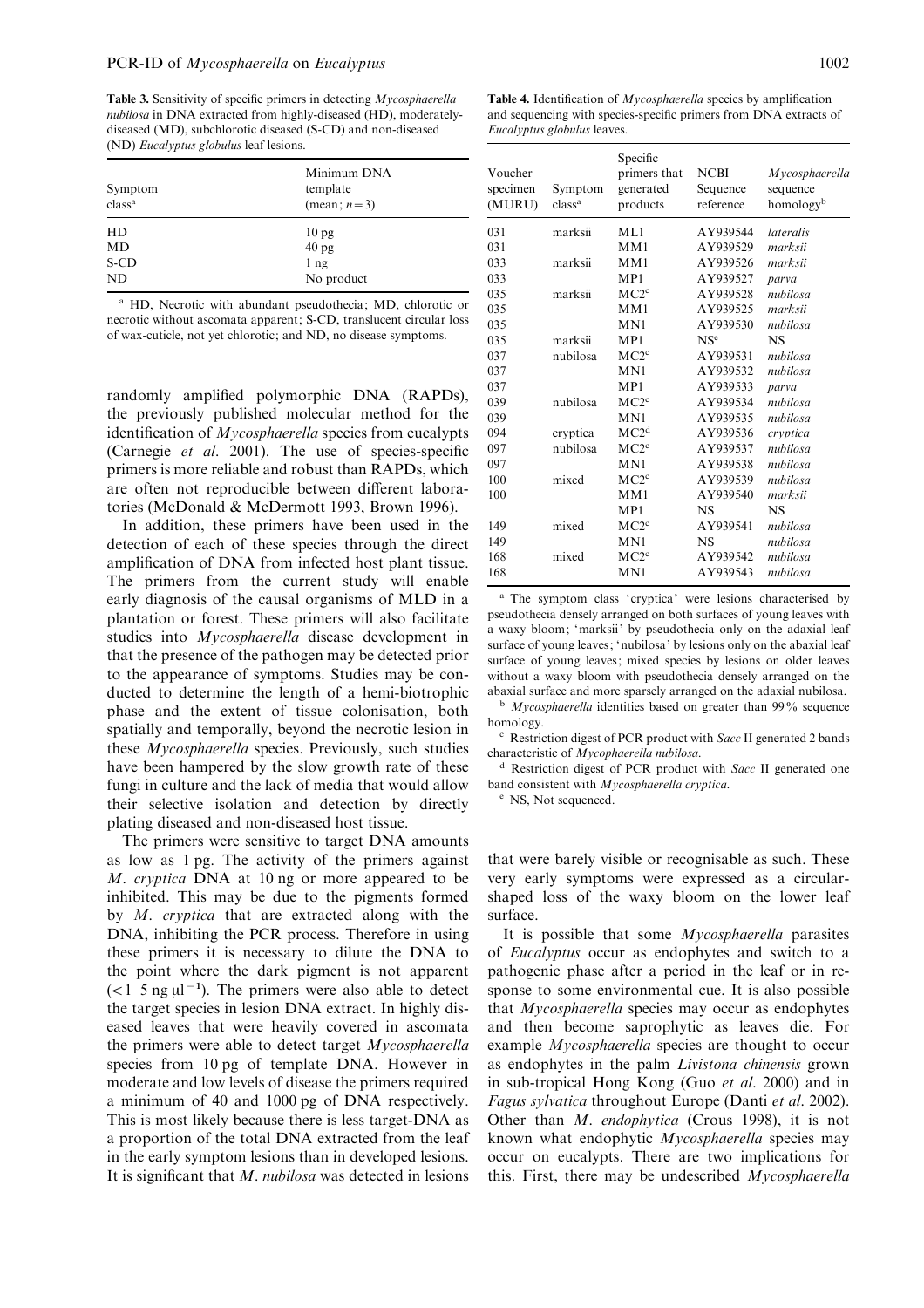**Table 3.** Sensitivity of specific primers in detecting *Mycosphaerella nubilosa* in DNA extracted from highly-diseased (HD), moderately-diseased (MD), subchlorotic diseased (S-CD) and non-diseased (ND) *Eucalyptus globulus* leaf lesions.

| Symptom class[a] | Minimum DNA template (mean; $n=3$) |
|---|---|
| HD | 10 pg |
| MD | 40 pg |
| S-CD | 1 ng |
| ND | No product |

[a] HD, Necrotic with abundant pseudothecia; MD, chlorotic or necrotic without ascomata apparent; S-CD, translucent circular loss of wax-cuticle, not yet chlorotic; and ND, no disease symptoms.

**Table 4.** Identification of *Mycosphaerella* species by amplification and sequencing with species-specific primers from DNA extracts of *Eucalyptus globulus* leaves.

| Voucher specimen (MURU) | Symptom class[a] | Specific primers that generated products | NCBI Sequence reference | *Mycosphaerella* sequence homology[b] |
|---|---|---|---|---|
| 031 | marksii | ML1 | AY939544 | *lateralis* |
| 031 | | MM1 | AY939529 | *marksii* |
| 033 | marksii | MM1 | AY939526 | *marksii* |
| 033 | | MP1 | AY939527 | *parva* |
| 035 | marksii | MC2[c] | AY939528 | *nubilosa* |
| 035 | | MM1 | AY939525 | *marksii* |
| 035 | | MN1 | AY939530 | *nubilosa* |
| 035 | marksii | MP1 | NS[e] | NS |
| 037 | nubilosa | MC2[c] | AY939531 | *nubilosa* |
| 037 | | MN1 | AY939532 | *nubilosa* |
| 037 | | MP1 | AY939533 | *parva* |
| 039 | nubilosa | MC2[c] | AY939534 | *nubilosa* |
| 039 | | MN1 | AY939535 | *nubilosa* |
| 094 | cryptica | MC2[d] | AY939536 | *cryptica* |
| 097 | nubilosa | MC2[c] | AY939537 | *nubilosa* |
| 097 | | MN1 | AY939538 | *nubilosa* |
| 100 | mixed | MC2[c] | AY939539 | *nubilosa* |
| 100 | | MM1 | AY939540 | *marksii* |
| | | MP1 | NS | NS |
| 149 | mixed | MC2[c] | AY939541 | *nubilosa* |
| 149 | | MN1 | NS | *nubilosa* |
| 168 | mixed | MC2[c] | AY939542 | *nubilosa* |
| 168 | | MN1 | AY939543 | *nubilosa* |

[a] The symptom class 'cryptica' were lesions characterised by pseudothecia densely arranged on both surfaces of young leaves with a waxy bloom; 'marksii' by pseudothecia only on the adaxial leaf surface of young leaves; 'nubilosa' by lesions only on the abaxial leaf surface of young leaves; mixed species by lesions on older leaves without a waxy bloom with pseudothecia densely arranged on the abaxial surface and more sparsely arranged on the adaxial nubilosa.

[b] *Mycosphaerella* identities based on greater than 99% sequence homology.

[c] Restriction digest of PCR product with *Sacc* II generated 2 bands characteristic of *Mycophaerella nubilosa*.

[d] Restriction digest of PCR product with *Sacc* II generated one band consistent with *Mycosphaerella cryptica*.

[e] NS, Not sequenced.

randomly amplified polymorphic DNA (RAPDs), the previously published molecular method for the identification of *Mycosphaerella* species from eucalypts (Carnegie *et al*. 2001). The use of species-specific primers is more reliable and robust than RAPDs, which are often not reproducible between different laboratories (McDonald & McDermott 1993, Brown 1996).

In addition, these primers have been used in the detection of each of these species through the direct amplification of DNA from infected host plant tissue. The primers from the current study will enable early diagnosis of the causal organisms of MLD in a plantation or forest. These primers will also facilitate studies into *Mycosphaerella* disease development in that the presence of the pathogen may be detected prior to the appearance of symptoms. Studies may be conducted to determine the length of a hemi-biotrophic phase and the extent of tissue colonisation, both spatially and temporally, beyond the necrotic lesion in these *Mycosphaerella* species. Previously, such studies have been hampered by the slow growth rate of these fungi in culture and the lack of media that would allow their selective isolation and detection by directly plating diseased and non-diseased host tissue.

The primers were sensitive to target DNA amounts as low as 1 pg. The activity of the primers against *M. cryptica* DNA at 10 ng or more appeared to be inhibited. This may be due to the pigments formed by *M. cryptica* that are extracted along with the DNA, inhibiting the PCR process. Therefore in using these primers it is necessary to dilute the DNA to the point where the dark pigment is not apparent ($<1$–$5\ \mathrm{ng}\ \mu\mathrm{l}^{-1}$). The primers were also able to detect the target species in lesion DNA extract. In highly diseased leaves that were heavily covered in ascomata the primers were able to detect target *Mycosphaerella* species from 10 pg of template DNA. However in moderate and low levels of disease the primers required a minimum of 40 and 1000 pg of DNA respectively. This is most likely because there is less target-DNA as a proportion of the total DNA extracted from the leaf in the early symptom lesions than in developed lesions. It is significant that *M. nubilosa* was detected in lesions that were barely visible or recognisable as such. These very early symptoms were expressed as a circular-shaped loss of the waxy bloom on the lower leaf surface.

It is possible that some *Mycosphaerella* parasites of *Eucalyptus* occur as endophytes and switch to a pathogenic phase after a period in the leaf or in response to some environmental cue. It is also possible that *Mycosphaerella* species may occur as endophytes and then become saprophytic as leaves die. For example *Mycosphaerella* species are thought to occur as endophytes in the palm *Livistona chinensis* grown in sub-tropical Hong Kong (Guo *et al*. 2000) and in *Fagus sylvatica* throughout Europe (Danti *et al*. 2002). Other than *M. endophytica* (Crous 1998), it is not known what endophytic *Mycosphaerella* species may occur on eucalypts. There are two implications for this. First, there may be undescribed *Mycosphaerella*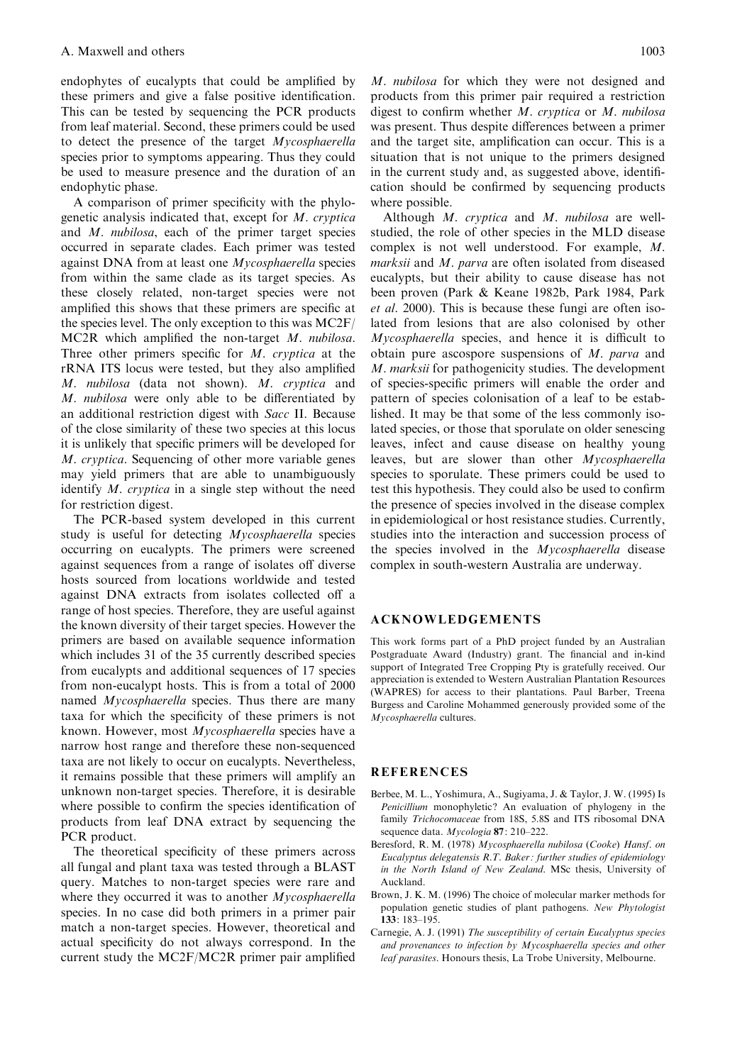endophytes of eucalypts that could be amplified by these primers and give a false positive identification. This can be tested by sequencing the PCR products from leaf material. Second, these primers could be used to detect the presence of the target *Mycosphaerella* species prior to symptoms appearing. Thus they could be used to measure presence and the duration of an endophytic phase.

A comparison of primer specificity with the phylogenetic analysis indicated that, except for *M. cryptica* and *M. nubilosa*, each of the primer target species occurred in separate clades. Each primer was tested against DNA from at least one *Mycosphaerella* species from within the same clade as its target species. As these closely related, non-target species were not amplified this shows that these primers are specific at the species level. The only exception to this was MC2F/MC2R which amplified the non-target *M. nubilosa*. Three other primers specific for *M. cryptica* at the rRNA ITS locus were tested, but they also amplified *M. nubilosa* (data not shown). *M. cryptica* and *M. nubilosa* were only able to be differentiated by an additional restriction digest with *Sacc* II. Because of the close similarity of these two species at this locus it is unlikely that specific primers will be developed for *M. cryptica*. Sequencing of other more variable genes may yield primers that are able to unambiguously identify *M. cryptica* in a single step without the need for restriction digest.

The PCR-based system developed in this current study is useful for detecting *Mycosphaerella* species occurring on eucalypts. The primers were screened against sequences from a range of isolates off diverse hosts sourced from locations worldwide and tested against DNA extracts from isolates collected off a range of host species. Therefore, they are useful against the known diversity of their target species. However the primers are based on available sequence information which includes 31 of the 35 currently described species from eucalypts and additional sequences of 17 species from non-eucalypt hosts. This is from a total of 2000 named *Mycosphaerella* species. Thus there are many taxa for which the specificity of these primers is not known. However, most *Mycosphaerella* species have a narrow host range and therefore these non-sequenced taxa are not likely to occur on eucalypts. Nevertheless, it remains possible that these primers will amplify an unknown non-target species. Therefore, it is desirable where possible to confirm the species identification of products from leaf DNA extract by sequencing the PCR product.

The theoretical specificity of these primers across all fungal and plant taxa was tested through a BLAST query. Matches to non-target species were rare and where they occurred it was to another *Mycosphaerella* species. In no case did both primers in a primer pair match a non-target species. However, theoretical and actual specificity do not always correspond. In the current study the MC2F/MC2R primer pair amplified *M. nubilosa* for which they were not designed and products from this primer pair required a restriction digest to confirm whether *M. cryptica* or *M. nubilosa* was present. Thus despite differences between a primer and the target site, amplification can occur. This is a situation that is not unique to the primers designed in the current study and, as suggested above, identification should be confirmed by sequencing products where possible.

Although *M. cryptica* and *M. nubilosa* are well-studied, the role of other species in the MLD disease complex is not well understood. For example, *M. marksii* and *M. parva* are often isolated from diseased eucalypts, but their ability to cause disease has not been proven (Park & Keane 1982b, Park 1984, Park *et al.* 2000). This is because these fungi are often isolated from lesions that are also colonised by other *Mycosphaerella* species, and hence it is difficult to obtain pure ascospore suspensions of *M. parva* and *M. marksii* for pathogenicity studies. The development of species-specific primers will enable the order and pattern of species colonisation of a leaf to be established. It may be that some of the less commonly isolated species, or those that sporulate on older senescing leaves, infect and cause disease on healthy young leaves, but are slower than other *Mycosphaerella* species to sporulate. These primers could be used to test this hypothesis. They could also be used to confirm the presence of species involved in the disease complex in epidemiological or host resistance studies. Currently, studies into the interaction and succession process of the species involved in the *Mycosphaerella* disease complex in south-western Australia are underway.

## ACKNOWLEDGEMENTS

This work forms part of a PhD project funded by an Australian Postgraduate Award (Industry) grant. The financial and in-kind support of Integrated Tree Cropping Pty is gratefully received. Our appreciation is extended to Western Australian Plantation Resources (WAPRES) for access to their plantations. Paul Barber, Treena Burgess and Caroline Mohammed generously provided some of the *Mycosphaerella* cultures.

## REFERENCES

Berbee, M. L., Yoshimura, A., Sugiyama, J. & Taylor, J. W. (1995) Is *Penicillium* monophyletic? An evaluation of phylogeny in the family *Trichocomaceae* from 18S, 5.8S and ITS ribosomal DNA sequence data. *Mycologia* **87**: 210–222.

Beresford, R. M. (1978) *Mycosphaerella nubilosa (Cooke) Hansf. on Eucalyptus delegatensis R.T. Baker: further studies of epidemiology in the North Island of New Zealand*. MSc thesis, University of Auckland.

Brown, J. K. M. (1996) The choice of molecular marker methods for population genetic studies of plant pathogens. *New Phytologist* **133**: 183–195.

Carnegie, A. J. (1991) *The susceptibility of certain Eucalyptus species and provenances to infection by Mycosphaerella species and other leaf parasites*. Honours thesis, La Trobe University, Melbourne.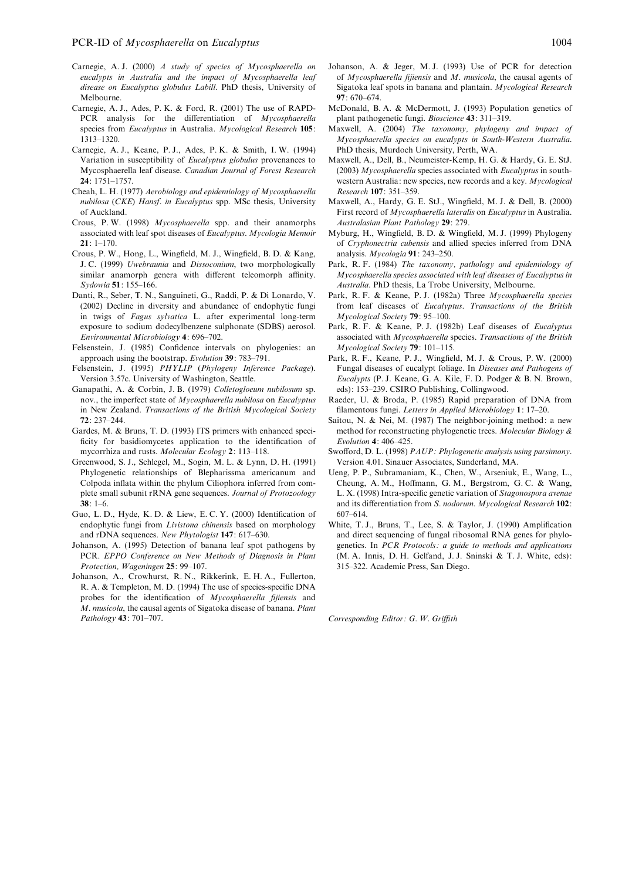Carnegie, A. J. (2000) *A study of species of Mycosphaerella on eucalypts in Australia and the impact of Mycosphaerella leaf disease on Eucalyptus globulus Labill*. PhD thesis, University of Melbourne.

Carnegie, A. J., Ades, P. K. & Ford, R. (2001) The use of RAPD-PCR analysis for the differentiation of *Mycosphaerella* species from *Eucalyptus* in Australia. *Mycological Research* **105**: 1313–1320.

Carnegie, A. J., Keane, P. J., Ades, P. K. & Smith, I. W. (1994) Variation in susceptibility of *Eucalyptus globulus* provenances to Mycosphaerella leaf disease. *Canadian Journal of Forest Research* **24**: 1751–1757.

Cheah, L. H. (1977) *Aerobiology and epidemiology of Mycosphaerella nubilosa (CKE) Hansf. in Eucalyptus* spp. MSc thesis, University of Auckland.

Crous, P. W. (1998) *Mycosphaerella* spp. and their anamorphs associated with leaf spot diseases of *Eucalyptus*. *Mycologia Memoir* **21**: 1–170.

Crous, P. W., Hong, L., Wingfield, M. J., Wingfield, B. D. & Kang, J. C. (1999) *Uwebraunia* and *Dissoconium*, two morphologically similar anamorph genera with different teleomorph affinity. *Sydowia* **51**: 155–166.

Danti, R., Seber, T. N., Sanguineti, G., Raddi, P. & Di Lonardo, V. (2002) Decline in diversity and abundance of endophytic fungi in twigs of *Fagus sylvatica* L. after experimental long-term exposure to sodium dodecylbenzene sulphonate (SDBS) aerosol. *Environmental Microbiology* **4**: 696–702.

Felsenstein, J. (1985) Confidence intervals on phylogenies: an approach using the bootstrap. *Evolution* **39**: 783–791.

Felsenstein, J. (1995) *PHYLIP* (*Phylogeny Inference Package*). Version 3.57c. University of Washington, Seattle.

Ganapathi, A. & Corbin, J. B. (1979) *Colletogloeum nubilosum* sp. nov., the imperfect state of *Mycosphaerella nubilosa* on *Eucalyptus* in New Zealand. *Transactions of the British Mycological Society* **72**: 237–244.

Gardes, M. & Bruns, T. D. (1993) ITS primers with enhanced specificity for basidiomycetes application to the identification of mycorrhiza and rusts. *Molecular Ecology* **2**: 113–118.

Greenwood, S. J., Schlegel, M., Sogin, M. L. & Lynn, D. H. (1991) Phylogenetic relationships of Blepharissma americanum and Colpoda inflata within the phylum Ciliophora inferred from complete small subunit rRNA gene sequences. *Journal of Protozoology* **38**: 1–6.

Guo, L. D., Hyde, K. D. & Liew, E. C. Y. (2000) Identification of endophytic fungi from *Livistona chinensis* based on morphology and rDNA sequences. *New Phytologist* **147**: 617–630.

Johanson, A. (1995) Detection of banana leaf spot pathogens by PCR. *EPPO Conference on New Methods of Diagnosis in Plant Protection, Wageningen* **25**: 99–107.

Johanson, A., Crowhurst, R. N., Rikkerink, E. H. A., Fullerton, R. A. & Templeton, M. D. (1994) The use of species-specific DNA probes for the identification of *Mycosphaerella fijiensis* and *M. musicola*, the causal agents of Sigatoka disease of banana. *Plant Pathology* **43**: 701–707.

Johanson, A. & Jeger, M. J. (1993) Use of PCR for detection of *Mycosphaerella fijiensis* and *M. musicola*, the causal agents of Sigatoka leaf spots in banana and plantain. *Mycological Research* **97**: 670–674.

McDonald, B. A. & McDermott, J. (1993) Population genetics of plant pathogenetic fungi. *Bioscience* **43**: 311–319.

Maxwell, A. (2004) *The taxonomy, phylogeny and impact of Mycosphaerella species on eucalypts in South-Western Australia*. PhD thesis, Murdoch University, Perth, WA.

Maxwell, A., Dell, B., Neumeister-Kemp, H. G. & Hardy, G. E. StJ. (2003) *Mycosphaerella* species associated with *Eucalyptus* in south-western Australia: new species, new records and a key. *Mycological Research* **107**: 351–359.

Maxwell, A., Hardy, G. E. StJ., Wingfield, M. J. & Dell, B. (2000) First record of *Mycosphaerella lateralis* on *Eucalyptus* in Australia. *Australasian Plant Pathology* **29**: 279.

Myburg, H., Wingfield, B. D. & Wingfield, M. J. (1999) Phylogeny of *Cryphonectria cubensis* and allied species inferred from DNA analysis. *Mycologia* **91**: 243–250.

Park, R. F. (1984) *The taxonomy, pathology and epidemiology of Mycosphaerella species associated with leaf diseases of Eucalyptus in Australia*. PhD thesis, La Trobe University, Melbourne.

Park, R. F. & Keane, P. J. (1982a) Three *Mycosphaerella species* from leaf diseases of *Eucalyptus*. *Transactions of the British Mycological Society* **79**: 95–100.

Park, R. F. & Keane, P. J. (1982b) Leaf diseases of *Eucalyptus* associated with *Mycosphaerella* species. *Transactions of the British Mycological Society* **79**: 101–115.

Park, R. F., Keane, P. J., Wingfield, M. J. & Crous, P. W. (2000) Fungal diseases of eucalypt foliage. In *Diseases and Pathogens of Eucalypts* (P. J. Keane, G. A. Kile, F. D. Podger & B. N. Brown, eds): 153–239. CSIRO Publishing, Collingwood.

Raeder, U. & Broda, P. (1985) Rapid preparation of DNA from filamentous fungi. *Letters in Applied Microbiology* **1**: 17–20.

Saitou, N. & Nei, M. (1987) The neighbor-joining method: a new method for reconstructing phylogenetic trees. *Molecular Biology & Evolution* **4**: 406–425.

Swofford, D. L. (1998) *PAUP: Phylogenetic analysis using parsimony*. Version 4.01. Sinauer Associates, Sunderland, MA.

Ueng, P. P., Subramaniam, K., Chen, W., Arseniuk, E., Wang, L., Cheung, A. M., Hoffmann, G. M., Bergstrom, G. C. & Wang, L. X. (1998) Intra-specific genetic variation of *Stagonospora avenae* and its differentiation from *S. nodorum*. *Mycological Research* **102**: 607–614.

White, T. J., Bruns, T., Lee, S. & Taylor, J. (1990) Amplification and direct sequencing of fungal ribosomal RNA genes for phylogenetics. In *PCR Protocols: a guide to methods and applications* (M. A. Innis, D. H. Gelfand, J. J. Sninski & T. J. White, eds): 315–322. Academic Press, San Diego.

*Corresponding Editor: G. W. Griffith*